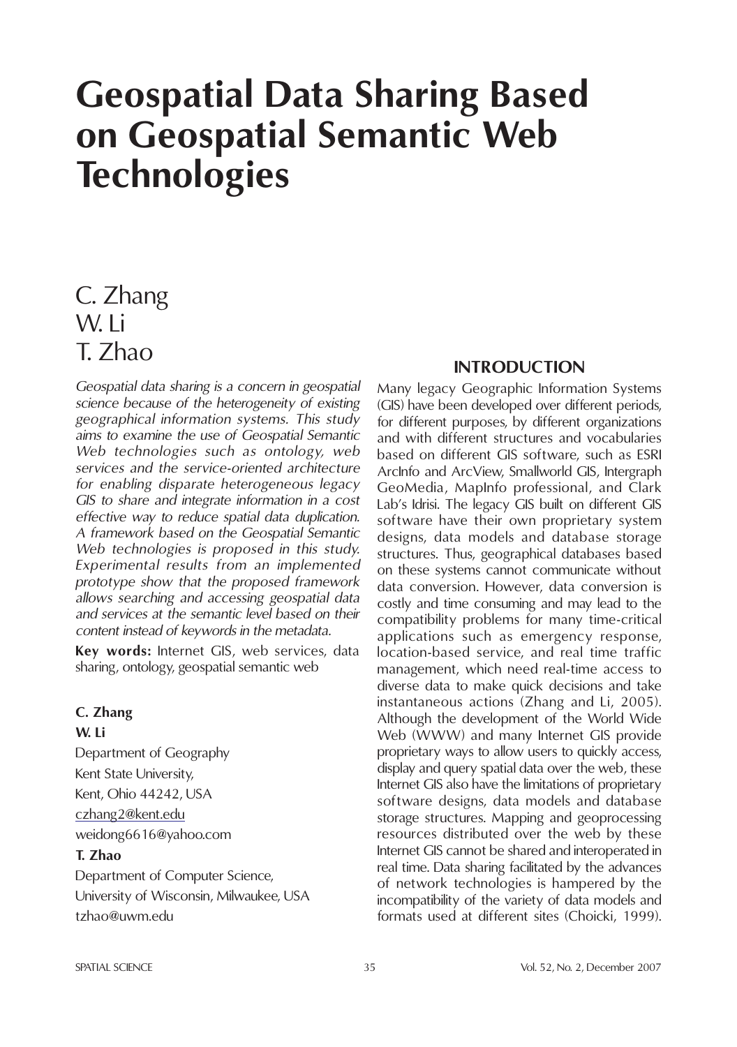# Geospatial Data Sharing Based on Geospatial Semantic Web Technologies

C. Zhang
W. Li
T. Zhao

*Geospatial data sharing is a concern in geospatial science because of the heterogeneity of existing geographical information systems. This study aims to examine the use of Geospatial Semantic Web technologies such as ontology, web services and the service-oriented architecture for enabling disparate heterogeneous legacy GIS to share and integrate information in a cost effective way to reduce spatial data duplication. A framework based on the Geospatial Semantic Web technologies is proposed in this study. Experimental results from an implemented prototype show that the proposed framework allows searching and accessing geospatial data and services at the semantic level based on their content instead of keywords in the metadata.*

**Key words:** Internet GIS, web services, data sharing, ontology, geospatial semantic web

**C. Zhang**
**W. Li**
Department of Geography
Kent State University,
Kent, Ohio 44242, USA
czhang2@kent.edu
weidong6616@yahoo.com

**T. Zhao**
Department of Computer Science,
University of Wisconsin, Milwaukee, USA
tzhao@uwm.edu

## INTRODUCTION

Many legacy Geographic Information Systems (GIS) have been developed over different periods, for different purposes, by different organizations and with different structures and vocabularies based on different GIS software, such as ESRI ArcInfo and ArcView, Smallworld GIS, Intergraph GeoMedia, MapInfo professional, and Clark Lab's Idrisi. The legacy GIS built on different GIS software have their own proprietary system designs, data models and database storage structures. Thus, geographical databases based on these systems cannot communicate without data conversion. However, data conversion is costly and time consuming and may lead to the compatibility problems for many time-critical applications such as emergency response, location-based service, and real time traffic management, which need real-time access to diverse data to make quick decisions and take instantaneous actions (Zhang and Li, 2005). Although the development of the World Wide Web (WWW) and many Internet GIS provide proprietary ways to allow users to quickly access, display and query spatial data over the web, these Internet GIS also have the limitations of proprietary software designs, data models and database storage structures. Mapping and geoprocessing resources distributed over the web by these Internet GIS cannot be shared and interoperated in real time. Data sharing facilitated by the advances of network technologies is hampered by the incompatibility of the variety of data models and formats used at different sites (Choicki, 1999).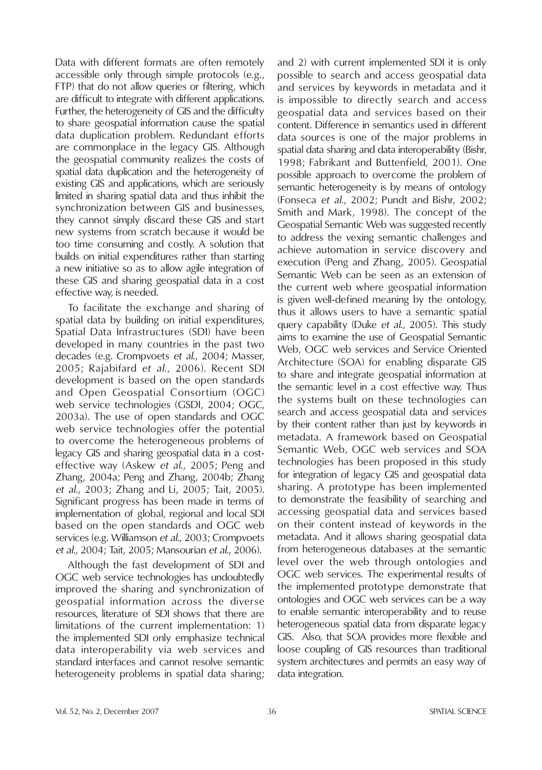Data with different formats are often remotely accessible only through simple protocols (e.g., FTP) that do not allow queries or filtering, which are difficult to integrate with different applications. Further, the heterogeneity of GIS and the difficulty to share geospatial information cause the spatial data duplication problem. Redundant efforts are commonplace in the legacy GIS. Although the geospatial community realizes the costs of spatial data duplication and the heterogeneity of existing GIS and applications, which are seriously limited in sharing spatial data and thus inhibit the synchronization between GIS and businesses, they cannot simply discard these GIS and start new systems from scratch because it would be too time consuming and costly. A solution that builds on initial expenditures rather than starting a new initiative so as to allow agile integration of these GIS and sharing geospatial data in a cost effective way, is needed.

To facilitate the exchange and sharing of spatial data by building on initial expenditures, Spatial Data Infrastructures (SDI) have been developed in many countries in the past two decades (e.g. Crompvoets *et al.*, 2004; Masser, 2005; Rajabifard *et al.*, 2006). Recent SDI development is based on the open standards and Open Geospatial Consortium (OGC) web service technologies (GSDI, 2004; OGC, 2003a). The use of open standards and OGC web service technologies offer the potential to overcome the heterogeneous problems of legacy GIS and sharing geospatial data in a cost-effective way (Askew *et al.*, 2005; Peng and Zhang, 2004a; Peng and Zhang, 2004b; Zhang *et al.*, 2003; Zhang and Li, 2005; Tait, 2005). Significant progress has been made in terms of implementation of global, regional and local SDI based on the open standards and OGC web services (e.g. Williamson *et al.*, 2003; Crompvoets *et al.,* 2004; Tait, 2005; Mansourian *et al.*, 2006).

Although the fast development of SDI and OGC web service technologies has undoubtedly improved the sharing and synchronization of geospatial information across the diverse resources, literature of SDI shows that there are limitations of the current implementation: 1) the implemented SDI only emphasize technical data interoperability via web services and standard interfaces and cannot resolve semantic heterogeneity problems in spatial data sharing; and 2) with current implemented SDI it is only possible to search and access geospatial data and services by keywords in metadata and it is impossible to directly search and access geospatial data and services based on their content. Difference in semantics used in different data sources is one of the major problems in spatial data sharing and data interoperability (Bishr, 1998; Fabrikant and Buttenfield, 2001). One possible approach to overcome the problem of semantic heterogeneity is by means of ontology (Fonseca *et al.*, 2002; Pundt and Bishr, 2002; Smith and Mark, 1998). The concept of the Geospatial Semantic Web was suggested recently to address the vexing semantic challenges and achieve automation in service discovery and execution (Peng and Zhang, 2005). Geospatial Semantic Web can be seen as an extension of the current web where geospatial information is given well-defined meaning by the ontology, thus it allows users to have a semantic spatial query capability (Duke *et al.*, 2005). This study aims to examine the use of Geospatial Semantic Web, OGC web services and Service Oriented Architecture (SOA) for enabling disparate GIS to share and integrate geospatial information at the semantic level in a cost effective way. Thus the systems built on these technologies can search and access geospatial data and services by their content rather than just by keywords in metadata. A framework based on Geospatial Semantic Web, OGC web services and SOA technologies has been proposed in this study for integration of legacy GIS and geospatial data sharing. A prototype has been implemented to demonstrate the feasibility of searching and accessing geospatial data and services based on their content instead of keywords in the metadata. And it allows sharing geospatial data from heterogeneous databases at the semantic level over the web through ontologies and OGC web services. The experimental results of the implemented prototype demonstrate that ontologies and OGC web services can be a way to enable semantic interoperability and to reuse heterogeneous spatial data from disparate legacy GIS. Also, that SOA provides more flexible and loose coupling of GIS resources than traditional system architectures and permits an easy way of data integration.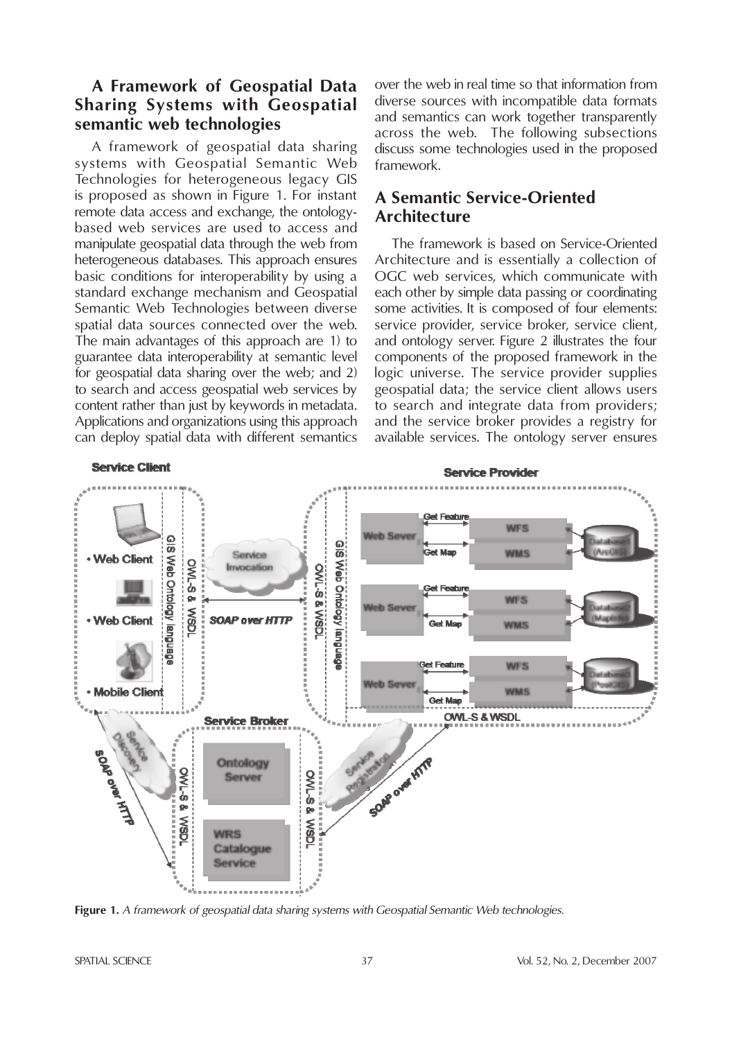## A Framework of Geospatial Data Sharing Systems with Geospatial semantic web technologies

A framework of geospatial data sharing systems with Geospatial Semantic Web Technologies for heterogeneous legacy GIS is proposed as shown in Figure 1. For instant remote data access and exchange, the ontology-based web services are used to access and manipulate geospatial data through the web from heterogeneous databases. This approach ensures basic conditions for interoperability by using a standard exchange mechanism and Geospatial Semantic Web Technologies between diverse spatial data sources connected over the web. The main advantages of this approach are 1) to guarantee data interoperability at semantic level for geospatial data sharing over the web; and 2) to search and access geospatial web services by content rather than just by keywords in metadata. Applications and organizations using this approach can deploy spatial data with different semantics over the web in real time so that information from diverse sources with incompatible data formats and semantics can work together transparently across the web. The following subsections discuss some technologies used in the proposed framework.

## A Semantic Service-Oriented Architecture

The framework is based on Service-Oriented Architecture and is essentially a collection of OGC web services, which communicate with each other by simple data passing or coordinating some activities. It is composed of four elements: service provider, service broker, service client, and ontology server. Figure 2 illustrates the four components of the proposed framework in the logic universe. The service provider supplies geospatial data; the service client allows users to search and integrate data from providers; and the service broker provides a registry for available services. The ontology server ensures

**Figure 1.** *A framework of geospatial data sharing systems with Geospatial Semantic Web technologies.*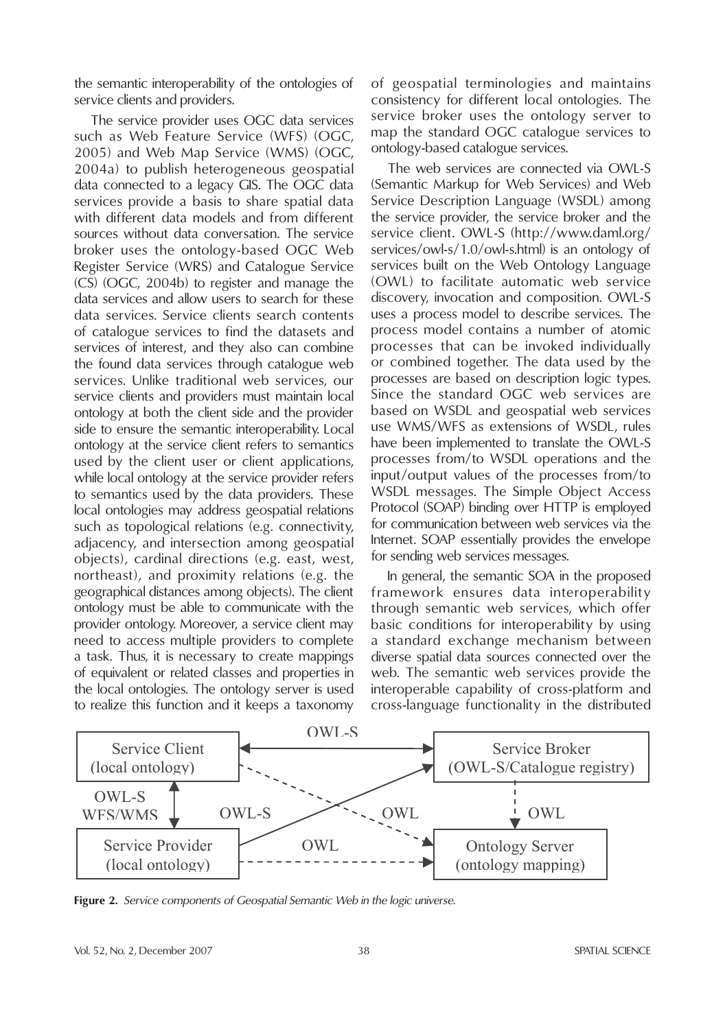the semantic interoperability of the ontologies of service clients and providers.

The service provider uses OGC data services such as Web Feature Service (WFS) (OGC, 2005) and Web Map Service (WMS) (OGC, 2004a) to publish heterogeneous geospatial data connected to a legacy GIS. The OGC data services provide a basis to share spatial data with different data models and from different sources without data conversation. The service broker uses the ontology-based OGC Web Register Service (WRS) and Catalogue Service (CS) (OGC, 2004b) to register and manage the data services and allow users to search for these data services. Service clients search contents of catalogue services to find the datasets and services of interest, and they also can combine the found data services through catalogue web services. Unlike traditional web services, our service clients and providers must maintain local ontology at both the client side and the provider side to ensure the semantic interoperability. Local ontology at the service client refers to semantics used by the client user or client applications, while local ontology at the service provider refers to semantics used by the data providers. These local ontologies may address geospatial relations such as topological relations (e.g. connectivity, adjacency, and intersection among geospatial objects), cardinal directions (e.g. east, west, northeast), and proximity relations (e.g. the geographical distances among objects). The client ontology must be able to communicate with the provider ontology. Moreover, a service client may need to access multiple providers to complete a task. Thus, it is necessary to create mappings of equivalent or related classes and properties in the local ontologies. The ontology server is used to realize this function and it keeps a taxonomy of geospatial terminologies and maintains consistency for different local ontologies. The service broker uses the ontology server to map the standard OGC catalogue services to ontology-based catalogue services.

The web services are connected via OWL-S (Semantic Markup for Web Services) and Web Service Description Language (WSDL) among the service provider, the service broker and the service client. OWL-S (http://www.daml.org/services/owl-s/1.0/owl-s.html) is an ontology of services built on the Web Ontology Language (OWL) to facilitate automatic web service discovery, invocation and composition. OWL-S uses a process model to describe services. The process model contains a number of atomic processes that can be invoked individually or combined together. The data used by the processes are based on description logic types. Since the standard OGC web services are based on WSDL and geospatial web services use WMS/WFS as extensions of WSDL, rules have been implemented to translate the OWL-S processes from/to WSDL operations and the input/output values of the processes from/to WSDL messages. The Simple Object Access Protocol (SOAP) binding over HTTP is employed for communication between web services via the Internet. SOAP essentially provides the envelope for sending web services messages.

In general, the semantic SOA in the proposed framework ensures data interoperability through semantic web services, which offer basic conditions for interoperability by using a standard exchange mechanism between diverse spatial data sources connected over the web. The semantic web services provide the interoperable capability of cross-platform and cross-language functionality in the distributed

**Figure 2.** *Service components of Geospatial Semantic Web in the logic universe.*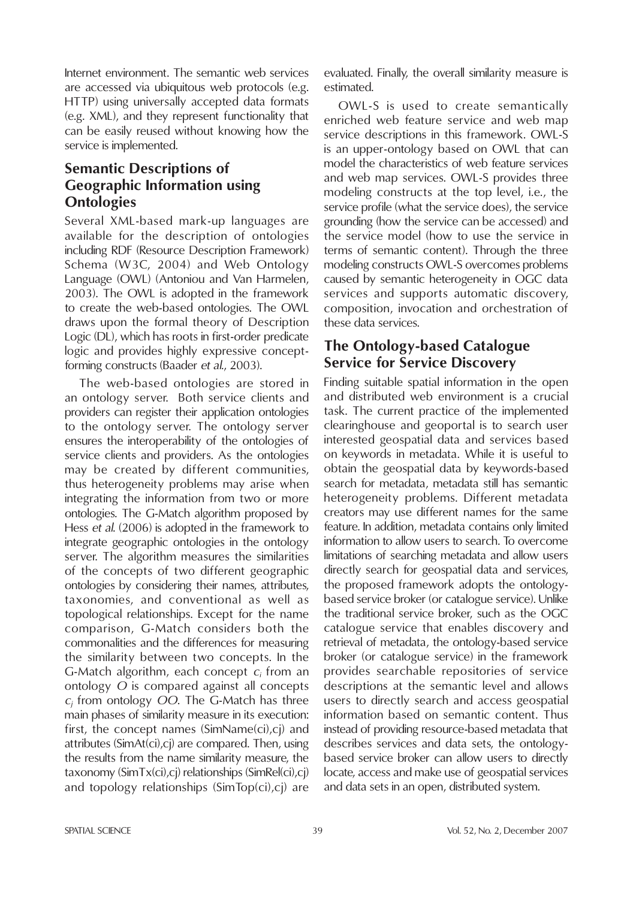Internet environment. The semantic web services are accessed via ubiquitous web protocols (e.g. HTTP) using universally accepted data formats (e.g. XML), and they represent functionality that can be easily reused without knowing how the service is implemented.

## Semantic Descriptions of Geographic Information using Ontologies

Several XML-based mark-up languages are available for the description of ontologies including RDF (Resource Description Framework) Schema (W3C, 2004) and Web Ontology Language (OWL) (Antoniou and Van Harmelen, 2003). The OWL is adopted in the framework to create the web-based ontologies. The OWL draws upon the formal theory of Description Logic (DL), which has roots in first-order predicate logic and provides highly expressive concept-forming constructs (Baader *et al.*, 2003).

The web-based ontologies are stored in an ontology server. Both service clients and providers can register their application ontologies to the ontology server. The ontology server ensures the interoperability of the ontologies of service clients and providers. As the ontologies may be created by different communities, thus heterogeneity problems may arise when integrating the information from two or more ontologies. The G-Match algorithm proposed by Hess *et al.* (2006) is adopted in the framework to integrate geographic ontologies in the ontology server. The algorithm measures the similarities of the concepts of two different geographic ontologies by considering their names, attributes, taxonomies, and conventional as well as topological relationships. Except for the name comparison, G-Match considers both the commonalities and the differences for measuring the similarity between two concepts. In the G-Match algorithm, each concept $c_i$ from an ontology $O$ is compared against all concepts $c_j$ from ontology $OO$. The G-Match has three main phases of similarity measure in its execution: first, the concept names (SimName(ci),cj) and attributes (SimAt(ci),cj) are compared. Then, using the results from the name similarity measure, the taxonomy (SimTx(ci),cj) relationships (SimRel(ci),cj) and topology relationships (SimTop(ci),cj) are evaluated. Finally, the overall similarity measure is estimated.

OWL-S is used to create semantically enriched web feature service and web map service descriptions in this framework. OWL-S is an upper-ontology based on OWL that can model the characteristics of web feature services and web map services. OWL-S provides three modeling constructs at the top level, i.e., the service profile (what the service does), the service grounding (how the service can be accessed) and the service model (how to use the service in terms of semantic content). Through the three modeling constructs OWL-S overcomes problems caused by semantic heterogeneity in OGC data services and supports automatic discovery, composition, invocation and orchestration of these data services.

## The Ontology-based Catalogue Service for Service Discovery

Finding suitable spatial information in the open and distributed web environment is a crucial task. The current practice of the implemented clearinghouse and geoportal is to search user interested geospatial data and services based on keywords in metadata. While it is useful to obtain the geospatial data by keywords-based search for metadata, metadata still has semantic heterogeneity problems. Different metadata creators may use different names for the same feature. In addition, metadata contains only limited information to allow users to search. To overcome limitations of searching metadata and allow users directly search for geospatial data and services, the proposed framework adopts the ontology-based service broker (or catalogue service). Unlike the traditional service broker, such as the OGC catalogue service that enables discovery and retrieval of metadata, the ontology-based service broker (or catalogue service) in the framework provides searchable repositories of service descriptions at the semantic level and allows users to directly search and access geospatial information based on semantic content. Thus instead of providing resource-based metadata that describes services and data sets, the ontology-based service broker can allow users to directly locate, access and make use of geospatial services and data sets in an open, distributed system.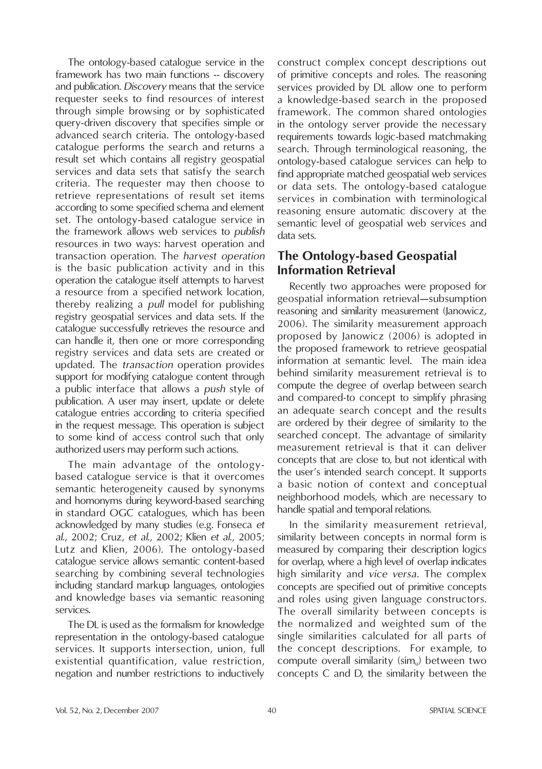The ontology-based catalogue service in the framework has two main functions -- discovery and publication. *Discovery* means that the service requester seeks to find resources of interest through simple browsing or by sophisticated query-driven discovery that specifies simple or advanced search criteria. The ontology-based catalogue performs the search and returns a result set which contains all registry geospatial services and data sets that satisfy the search criteria. The requester may then choose to retrieve representations of result set items according to some specified schema and element set. The ontology-based catalogue service in the framework allows web services to *publish* resources in two ways: harvest operation and transaction operation. The *harvest operation* is the basic publication activity and in this operation the catalogue itself attempts to harvest a resource from a specified network location, thereby realizing a *pull* model for publishing registry geospatial services and data sets. If the catalogue successfully retrieves the resource and can handle it, then one or more corresponding registry services and data sets are created or updated. The *transaction* operation provides support for modifying catalogue content through a public interface that allows a *push* style of publication. A user may insert, update or delete catalogue entries according to criteria specified in the request message. This operation is subject to some kind of access control such that only authorized users may perform such actions.

The main advantage of the ontology-based catalogue service is that it overcomes semantic heterogeneity caused by synonyms and homonyms during keyword-based searching in standard OGC catalogues, which has been acknowledged by many studies (e.g. Fonseca *et al.*, 2002; Cruz, *et al.*, 2002; Klien *et al.*, 2005; Lutz and Klien, 2006). The ontology-based catalogue service allows semantic content-based searching by combining several technologies including standard markup languages, ontologies and knowledge bases via semantic reasoning services.

The DL is used as the formalism for knowledge representation in the ontology-based catalogue services. It supports intersection, union, full existential quantification, value restriction, negation and number restrictions to inductively construct complex concept descriptions out of primitive concepts and roles. The reasoning services provided by DL allow one to perform a knowledge-based search in the proposed framework. The common shared ontologies in the ontology server provide the necessary requirements towards logic-based matchmaking search. Through terminological reasoning, the ontology-based catalogue services can help to find appropriate matched geospatial web services or data sets. The ontology-based catalogue services in combination with terminological reasoning ensure automatic discovery at the semantic level of geospatial web services and data sets.

## The Ontology-based Geospatial Information Retrieval

Recently two approaches were proposed for geospatial information retrieval—subsumption reasoning and similarity measurement (Janowicz, 2006). The similarity measurement approach proposed by Janowicz (2006) is adopted in the proposed framework to retrieve geospatial information at semantic level. The main idea behind similarity measurement retrieval is to compute the degree of overlap between search and compared-to concept to simplify phrasing an adequate search concept and the results are ordered by their degree of similarity to the searched concept. The advantage of similarity measurement retrieval is that it can deliver concepts that are close to, but not identical with the user's intended search concept. It supports a basic notion of context and conceptual neighborhood models, which are necessary to handle spatial and temporal relations.

In the similarity measurement retrieval, similarity between concepts in normal form is measured by comparing their description logics for overlap, where a high level of overlap indicates high similarity and *vice versa*. The complex concepts are specified out of primitive concepts and roles using given language constructors. The overall similarity between concepts is the normalized and weighted sum of the single similarities calculated for all parts of the concept descriptions. For example, to compute overall similarity ($sim_u$) between two concepts C and D, the similarity between the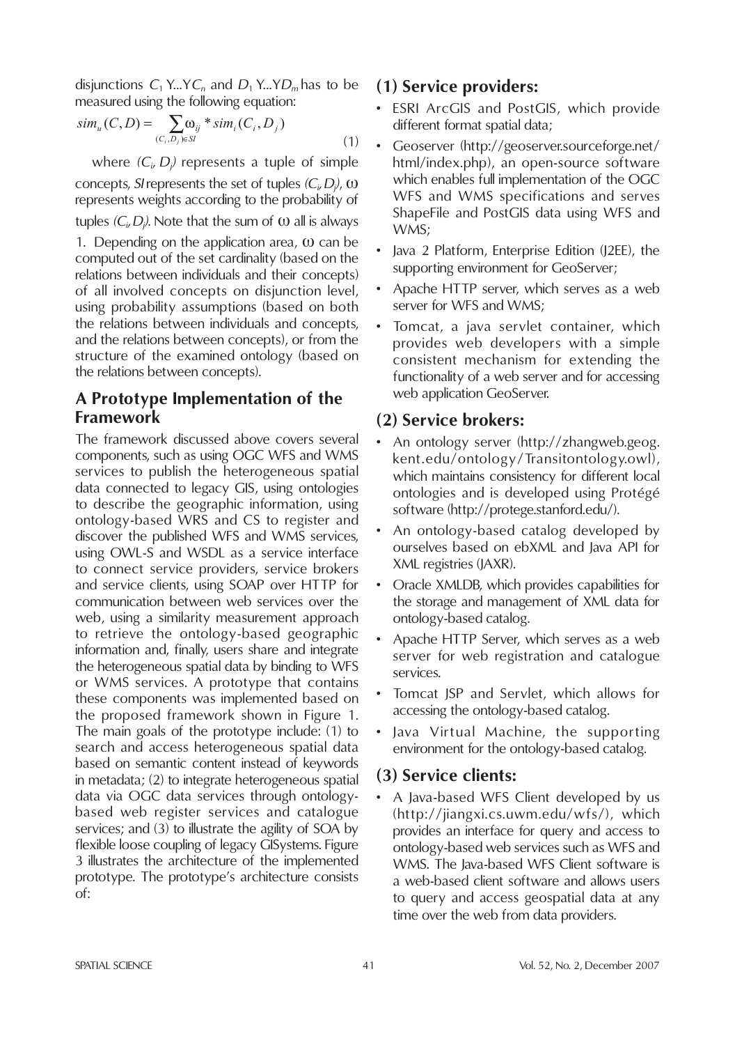disjunctions $C_1 \text{Y}...\text{Y}C_n$ and $D_1 \text{Y}...\text{Y}D_m$ has to be measured using the following equation:

$$sim_u(C,D) = \sum_{(C_i,D_j)\in SI} \omega_{ij} * sim_i(C_i, D_j) \qquad (1)$$

where $(C_i, D_j)$ represents a tuple of simple concepts, $SI$ represents the set of tuples $(C_i, D_j)$, $\omega$ represents weights according to the probability of tuples $(C_i, D_j)$. Note that the sum of $\omega$ all is always 1. Depending on the application area, $\omega$ can be computed out of the set cardinality (based on the relations between individuals and their concepts) of all involved concepts on disjunction level, using probability assumptions (based on both the relations between individuals and concepts, and the relations between concepts), or from the structure of the examined ontology (based on the relations between concepts).

## A Prototype Implementation of the Framework

The framework discussed above covers several components, such as using OGC WFS and WMS services to publish the heterogeneous spatial data connected to legacy GIS, using ontologies to describe the geographic information, using ontology-based WRS and CS to register and discover the published WFS and WMS services, using OWL-S and WSDL as a service interface to connect service providers, service brokers and service clients, using SOAP over HTTP for communication between web services over the web, using a similarity measurement approach to retrieve the ontology-based geographic information and, finally, users share and integrate the heterogeneous spatial data by binding to WFS or WMS services. A prototype that contains these components was implemented based on the proposed framework shown in Figure 1. The main goals of the prototype include: (1) to search and access heterogeneous spatial data based on semantic content instead of keywords in metadata; (2) to integrate heterogeneous spatial data via OGC data services through ontology-based web register services and catalogue services; and (3) to illustrate the agility of SOA by flexible loose coupling of legacy GISystems. Figure 3 illustrates the architecture of the implemented prototype. The prototype's architecture consists of:

### (1) Service providers:

- ESRI ArcGIS and PostGIS, which provide different format spatial data;
- Geoserver (http://geoserver.sourceforge.net/html/index.php), an open-source software which enables full implementation of the OGC WFS and WMS specifications and serves ShapeFile and PostGIS data using WFS and WMS;
- Java 2 Platform, Enterprise Edition (J2EE), the supporting environment for GeoServer;
- Apache HTTP server, which serves as a web server for WFS and WMS;
- Tomcat, a java servlet container, which provides web developers with a simple consistent mechanism for extending the functionality of a web server and for accessing web application GeoServer.

### (2) Service brokers:

- An ontology server (http://zhangweb.geog.kent.edu/ontology/Transitontology.owl), which maintains consistency for different local ontologies and is developed using Protégé software (http://protege.stanford.edu/).
- An ontology-based catalog developed by ourselves based on ebXML and Java API for XML registries (JAXR).
- Oracle XMLDB, which provides capabilities for the storage and management of XML data for ontology-based catalog.
- Apache HTTP Server, which serves as a web server for web registration and catalogue services.
- Tomcat JSP and Servlet, which allows for accessing the ontology-based catalog.
- Java Virtual Machine, the supporting environment for the ontology-based catalog.

### (3) Service clients:

- A Java-based WFS Client developed by us (http://jiangxi.cs.uwm.edu/wfs/), which provides an interface for query and access to ontology-based web services such as WFS and WMS. The Java-based WFS Client software is a web-based client software and allows users to query and access geospatial data at any time over the web from data providers.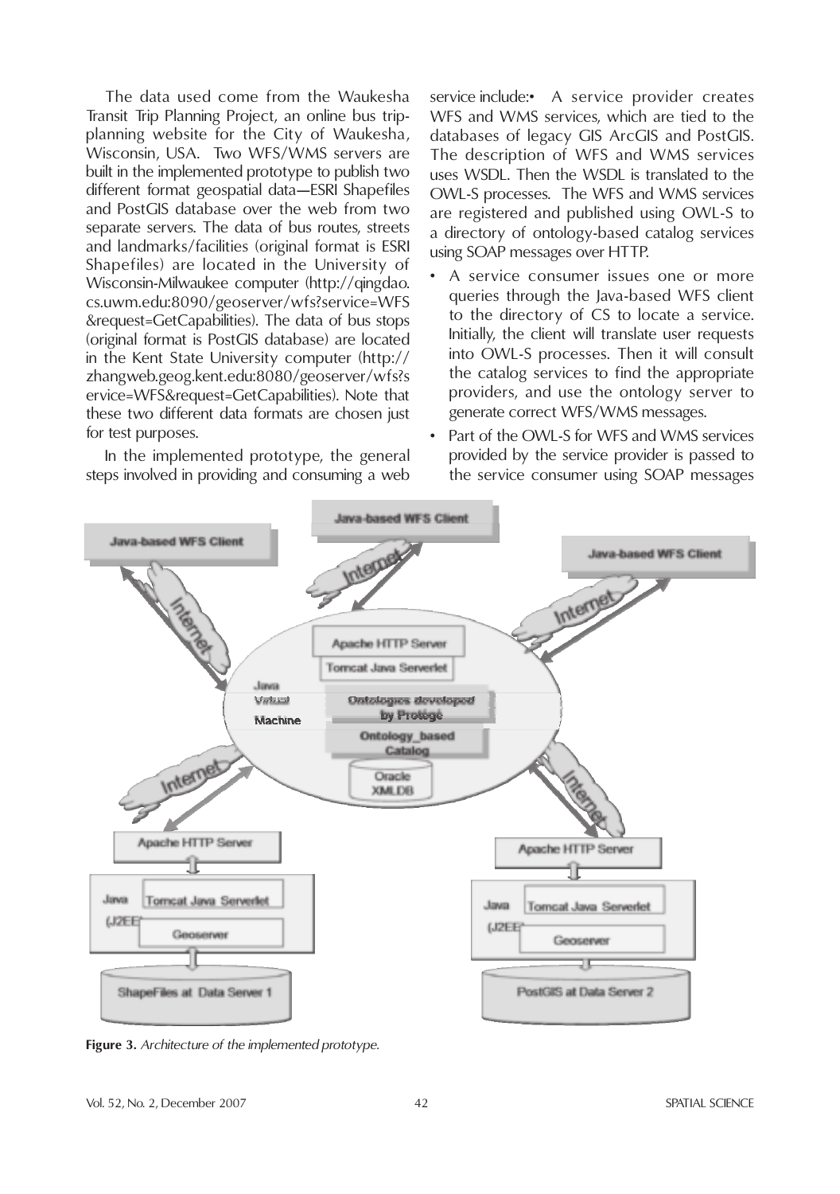The data used come from the Waukesha Transit Trip Planning Project, an online bus trip-planning website for the City of Waukesha, Wisconsin, USA. Two WFS/WMS servers are built in the implemented prototype to publish two different format geospatial data—ESRI Shapefiles and PostGIS database over the web from two separate servers. The data of bus routes, streets and landmarks/facilities (original format is ESRI Shapefiles) are located in the University of Wisconsin-Milwaukee computer (http://qingdao.cs.uwm.edu:8090/geoserver/wfs?service=WFS&request=GetCapabilities). The data of bus stops (original format is PostGIS database) are located in the Kent State University computer (http://zhangweb.geog.kent.edu:8080/geoserver/wfs?service=WFS&request=GetCapabilities). Note that these two different data formats are chosen just for test purposes.

In the implemented prototype, the general steps involved in providing and consuming a web service include:

- A service provider creates WFS and WMS services, which are tied to the databases of legacy GIS ArcGIS and PostGIS. The description of WFS and WMS services uses WSDL. Then the WSDL is translated to the OWL-S processes. The WFS and WMS services are registered and published using OWL-S to a directory of ontology-based catalog services using SOAP messages over HTTP.
- A service consumer issues one or more queries through the Java-based WFS client to the directory of CS to locate a service. Initially, the client will translate user requests into OWL-S processes. Then it will consult the catalog services to find the appropriate providers, and use the ontology server to generate correct WFS/WMS messages.
- Part of the OWL-S for WFS and WMS services provided by the service provider is passed to the service consumer using SOAP messages

**Figure 3.** *Architecture of the implemented prototype.*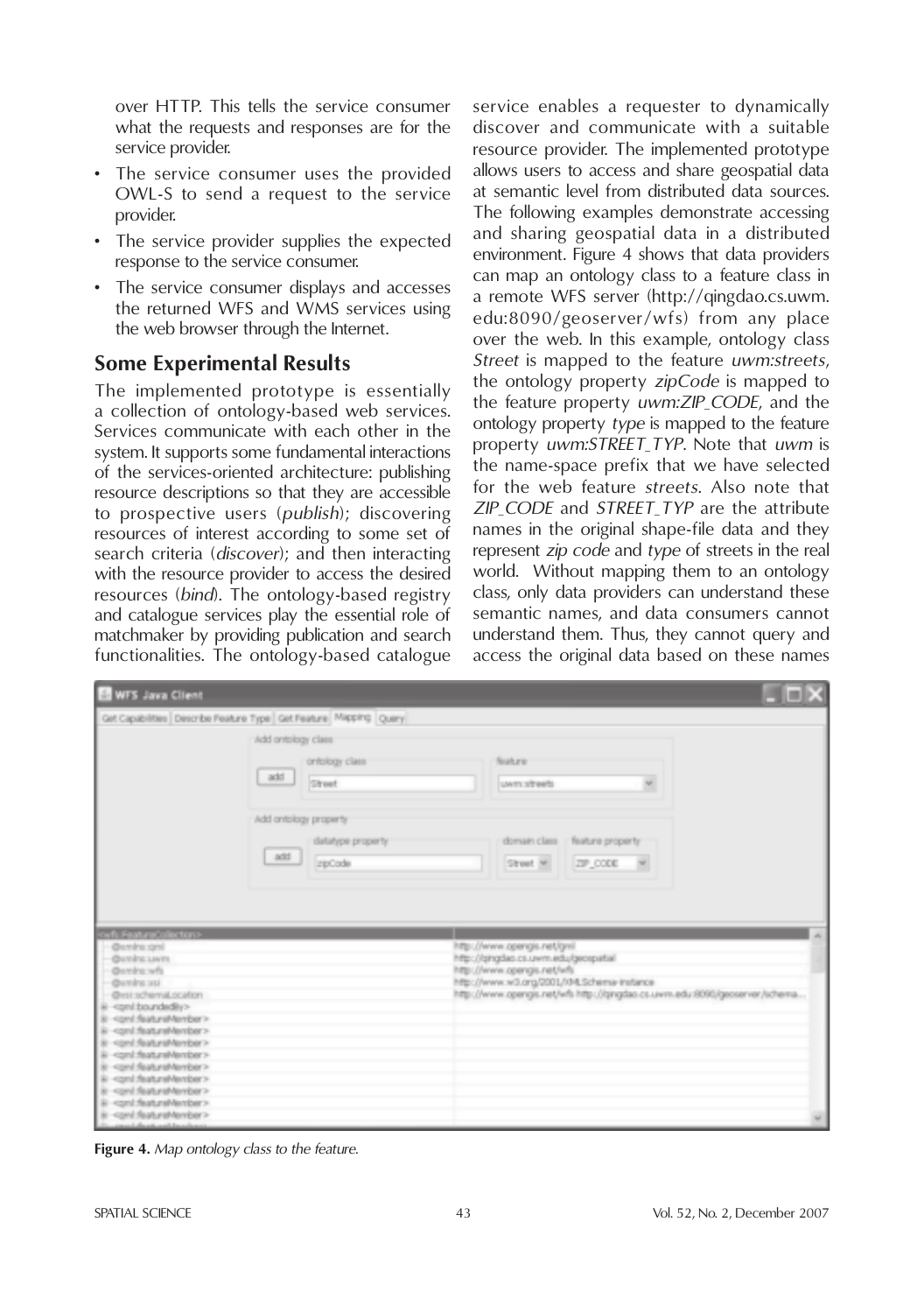over HTTP. This tells the service consumer what the requests and responses are for the service provider.

- The service consumer uses the provided OWL-S to send a request to the service provider.
- The service provider supplies the expected response to the service consumer.
- The service consumer displays and accesses the returned WFS and WMS services using the web browser through the Internet.

## Some Experimental Results

The implemented prototype is essentially a collection of ontology-based web services. Services communicate with each other in the system. It supports some fundamental interactions of the services-oriented architecture: publishing resource descriptions so that they are accessible to prospective users (*publish*); discovering resources of interest according to some set of search criteria (*discover*); and then interacting with the resource provider to access the desired resources (*bind*). The ontology-based registry and catalogue services play the essential role of matchmaker by providing publication and search functionalities. The ontology-based catalogue service enables a requester to dynamically discover and communicate with a suitable resource provider. The implemented prototype allows users to access and share geospatial data at semantic level from distributed data sources. The following examples demonstrate accessing and sharing geospatial data in a distributed environment. Figure 4 shows that data providers can map an ontology class to a feature class in a remote WFS server (http://qingdao.cs.uwm.edu:8090/geoserver/wfs) from any place over the web. In this example, ontology class *Street* is mapped to the feature *uwm:streets*, the ontology property *zipCode* is mapped to the feature property *uwm:ZIP_CODE*, and the ontology property *type* is mapped to the feature property *uwm:STREET_TYP*. Note that *uwm* is the name-space prefix that we have selected for the web feature *streets*. Also note that *ZIP_CODE* and *STREET_TYP* are the attribute names in the original shape-file data and they represent *zip code* and *type* of streets in the real world. Without mapping them to an ontology class, only data providers can understand these semantic names, and data consumers cannot understand them. Thus, they cannot query and access the original data based on these names

**Figure 4.** *Map ontology class to the feature.*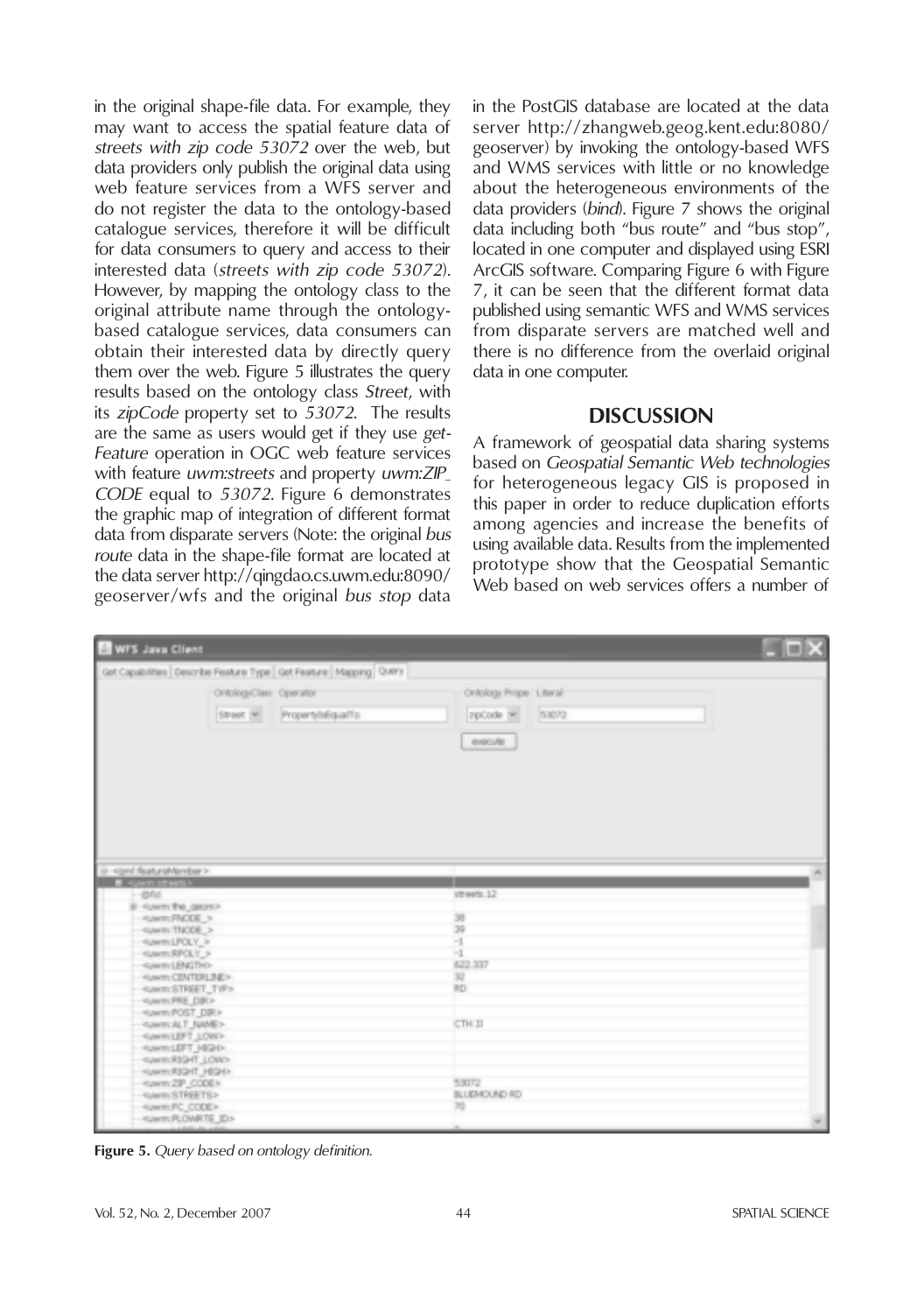in the original shape-file data. For example, they may want to access the spatial feature data of *streets with zip code 53072* over the web, but data providers only publish the original data using web feature services from a WFS server and do not register the data to the ontology-based catalogue services, therefore it will be difficult for data consumers to query and access to their interested data (*streets with zip code 53072*). However, by mapping the ontology class to the original attribute name through the ontology-based catalogue services, data consumers can obtain their interested data by directly query them over the web. Figure 5 illustrates the query results based on the ontology class *Street*, with its *zipCode* property set to *53072*. The results are the same as users would get if they use *get-Feature* operation in OGC web feature services with feature *uwm:streets* and property *uwm:ZIP_CODE* equal to *53072*. Figure 6 demonstrates the graphic map of integration of different format data from disparate servers (Note: the original *bus route* data in the shape-file format are located at the data server http://qingdao.cs.uwm.edu:8090/geoserver/wfs and the original *bus stop* data in the PostGIS database are located at the data server http://zhangweb.geog.kent.edu:8080/geoserver) by invoking the ontology-based WFS and WMS services with little or no knowledge about the heterogeneous environments of the data providers (*bind*). Figure 7 shows the original data including both "bus route" and "bus stop", located in one computer and displayed using ESRI ArcGIS software. Comparing Figure 6 with Figure 7, it can be seen that the different format data published using semantic WFS and WMS services from disparate servers are matched well and there is no difference from the overlaid original data in one computer.

## DISCUSSION

A framework of geospatial data sharing systems based on *Geospatial Semantic Web technologies* for heterogeneous legacy GIS is proposed in this paper in order to reduce duplication efforts among agencies and increase the benefits of using available data. Results from the implemented prototype show that the Geospatial Semantic Web based on web services offers a number of

**Figure 5.** *Query based on ontology definition.*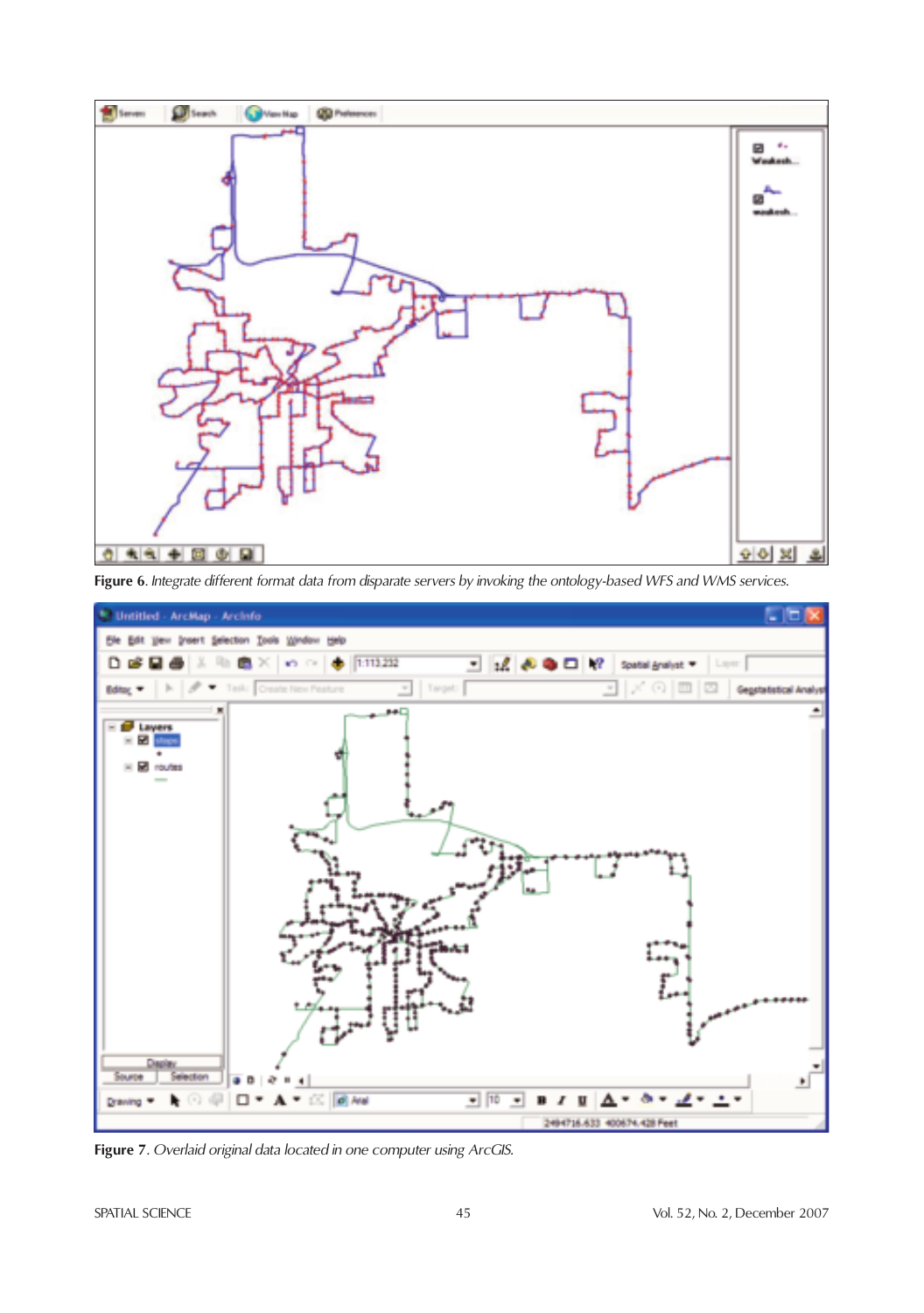**Figure 6**. *Integrate different format data from disparate servers by invoking the ontology-based WFS and WMS services.*

**Figure 7**. *Overlaid original data located in one computer using ArcGIS.*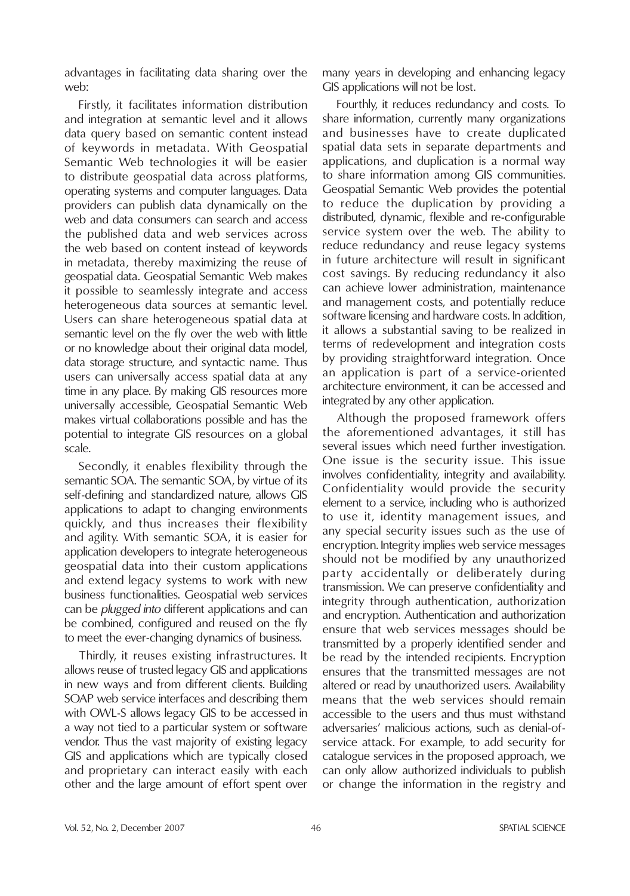advantages in facilitating data sharing over the web:

Firstly, it facilitates information distribution and integration at semantic level and it allows data query based on semantic content instead of keywords in metadata. With Geospatial Semantic Web technologies it will be easier to distribute geospatial data across platforms, operating systems and computer languages. Data providers can publish data dynamically on the web and data consumers can search and access the published data and web services across the web based on content instead of keywords in metadata, thereby maximizing the reuse of geospatial data. Geospatial Semantic Web makes it possible to seamlessly integrate and access heterogeneous data sources at semantic level. Users can share heterogeneous spatial data at semantic level on the fly over the web with little or no knowledge about their original data model, data storage structure, and syntactic name. Thus users can universally access spatial data at any time in any place. By making GIS resources more universally accessible, Geospatial Semantic Web makes virtual collaborations possible and has the potential to integrate GIS resources on a global scale.

Secondly, it enables flexibility through the semantic SOA. The semantic SOA, by virtue of its self-defining and standardized nature, allows GIS applications to adapt to changing environments quickly, and thus increases their flexibility and agility. With semantic SOA, it is easier for application developers to integrate heterogeneous geospatial data into their custom applications and extend legacy systems to work with new business functionalities. Geospatial web services can be *plugged into* different applications and can be combined, configured and reused on the fly to meet the ever-changing dynamics of business.

Thirdly, it reuses existing infrastructures. It allows reuse of trusted legacy GIS and applications in new ways and from different clients. Building SOAP web service interfaces and describing them with OWL-S allows legacy GIS to be accessed in a way not tied to a particular system or software vendor. Thus the vast majority of existing legacy GIS and applications which are typically closed and proprietary can interact easily with each other and the large amount of effort spent over many years in developing and enhancing legacy GIS applications will not be lost.

Fourthly, it reduces redundancy and costs. To share information, currently many organizations and businesses have to create duplicated spatial data sets in separate departments and applications, and duplication is a normal way to share information among GIS communities. Geospatial Semantic Web provides the potential to reduce the duplication by providing a distributed, dynamic, flexible and re-configurable service system over the web. The ability to reduce redundancy and reuse legacy systems in future architecture will result in significant cost savings. By reducing redundancy it also can achieve lower administration, maintenance and management costs, and potentially reduce software licensing and hardware costs. In addition, it allows a substantial saving to be realized in terms of redevelopment and integration costs by providing straightforward integration. Once an application is part of a service-oriented architecture environment, it can be accessed and integrated by any other application.

Although the proposed framework offers the aforementioned advantages, it still has several issues which need further investigation. One issue is the security issue. This issue involves confidentiality, integrity and availability. Confidentiality would provide the security element to a service, including who is authorized to use it, identity management issues, and any special security issues such as the use of encryption. Integrity implies web service messages should not be modified by any unauthorized party accidentally or deliberately during transmission. We can preserve confidentiality and integrity through authentication, authorization and encryption. Authentication and authorization ensure that web services messages should be transmitted by a properly identified sender and be read by the intended recipients. Encryption ensures that the transmitted messages are not altered or read by unauthorized users. Availability means that the web services should remain accessible to the users and thus must withstand adversaries' malicious actions, such as denial-of-service attack. For example, to add security for catalogue services in the proposed approach, we can only allow authorized individuals to publish or change the information in the registry and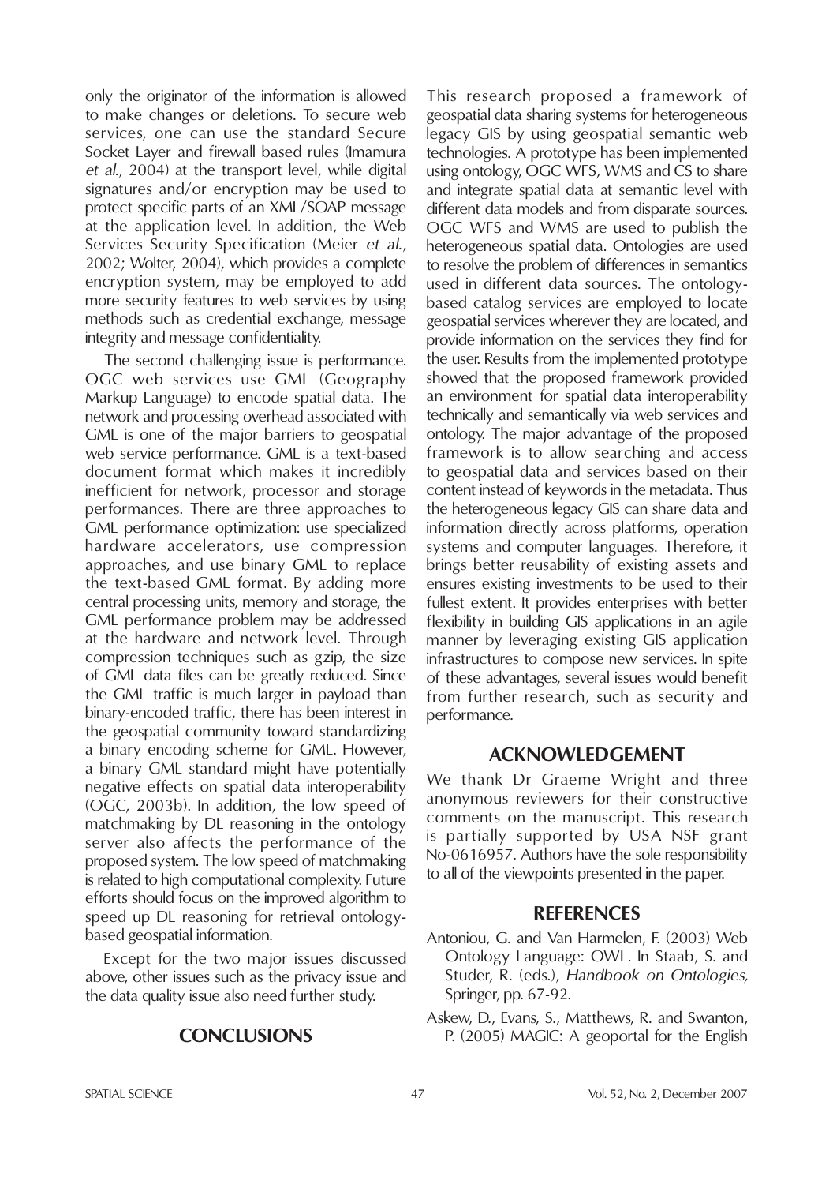only the originator of the information is allowed to make changes or deletions. To secure web services, one can use the standard Secure Socket Layer and firewall based rules (Imamura *et al.*, 2004) at the transport level, while digital signatures and/or encryption may be used to protect specific parts of an XML/SOAP message at the application level. In addition, the Web Services Security Specification (Meier *et al.*, 2002; Wolter, 2004), which provides a complete encryption system, may be employed to add more security features to web services by using methods such as credential exchange, message integrity and message confidentiality.

The second challenging issue is performance. OGC web services use GML (Geography Markup Language) to encode spatial data. The network and processing overhead associated with GML is one of the major barriers to geospatial web service performance. GML is a text-based document format which makes it incredibly inefficient for network, processor and storage performances. There are three approaches to GML performance optimization: use specialized hardware accelerators, use compression approaches, and use binary GML to replace the text-based GML format. By adding more central processing units, memory and storage, the GML performance problem may be addressed at the hardware and network level. Through compression techniques such as gzip, the size of GML data files can be greatly reduced. Since the GML traffic is much larger in payload than binary-encoded traffic, there has been interest in the geospatial community toward standardizing a binary encoding scheme for GML. However, a binary GML standard might have potentially negative effects on spatial data interoperability (OGC, 2003b). In addition, the low speed of matchmaking by DL reasoning in the ontology server also affects the performance of the proposed system. The low speed of matchmaking is related to high computational complexity. Future efforts should focus on the improved algorithm to speed up DL reasoning for retrieval ontology-based geospatial information.

Except for the two major issues discussed above, other issues such as the privacy issue and the data quality issue also need further study.

## CONCLUSIONS

This research proposed a framework of geospatial data sharing systems for heterogeneous legacy GIS by using geospatial semantic web technologies. A prototype has been implemented using ontology, OGC WFS, WMS and CS to share and integrate spatial data at semantic level with different data models and from disparate sources. OGC WFS and WMS are used to publish the heterogeneous spatial data. Ontologies are used to resolve the problem of differences in semantics used in different data sources. The ontology-based catalog services are employed to locate geospatial services wherever they are located, and provide information on the services they find for the user. Results from the implemented prototype showed that the proposed framework provided an environment for spatial data interoperability technically and semantically via web services and ontology. The major advantage of the proposed framework is to allow searching and access to geospatial data and services based on their content instead of keywords in the metadata. Thus the heterogeneous legacy GIS can share data and information directly across platforms, operation systems and computer languages. Therefore, it brings better reusability of existing assets and ensures existing investments to be used to their fullest extent. It provides enterprises with better flexibility in building GIS applications in an agile manner by leveraging existing GIS application infrastructures to compose new services. In spite of these advantages, several issues would benefit from further research, such as security and performance.

## ACKNOWLEDGEMENT

We thank Dr Graeme Wright and three anonymous reviewers for their constructive comments on the manuscript. This research is partially supported by USA NSF grant No-0616957. Authors have the sole responsibility to all of the viewpoints presented in the paper.

## REFERENCES

Antoniou, G. and Van Harmelen, F. (2003) Web Ontology Language: OWL. In Staab, S. and Studer, R. (eds.), *Handbook on Ontologies,* Springer, pp. 67-92.

Askew, D., Evans, S., Matthews, R. and Swanton, P. (2005) MAGIC: A geoportal for the English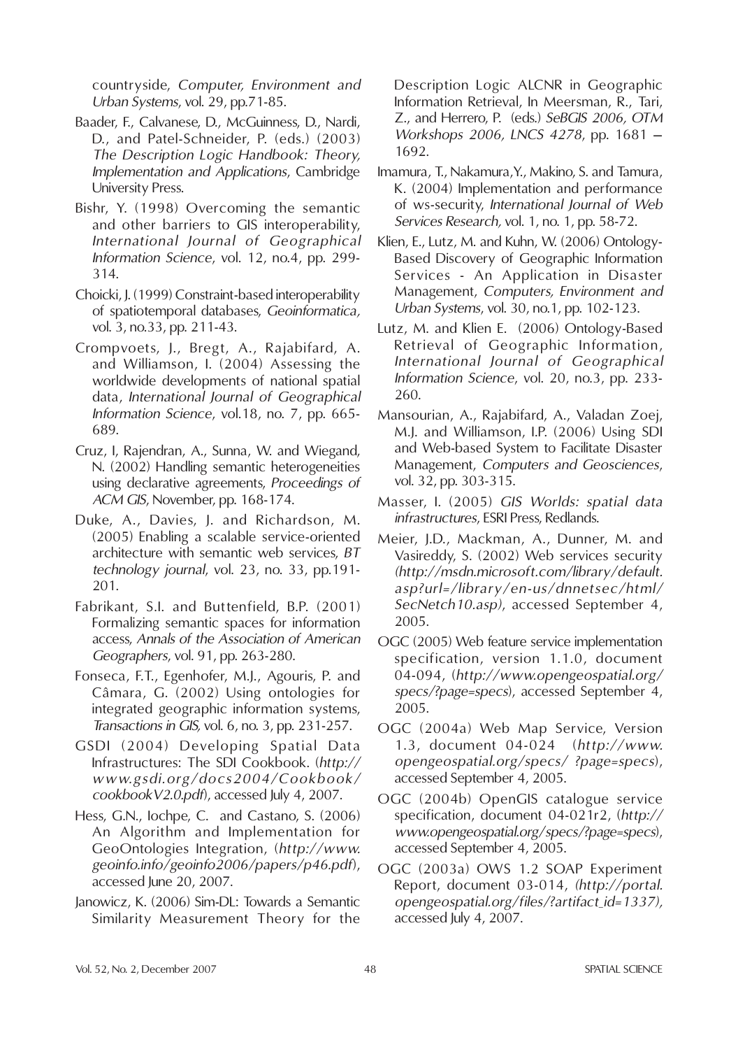countryside, *Computer, Environment and Urban Systems*, vol. 29, pp.71-85.

Baader, F., Calvanese, D., McGuinness, D., Nardi, D., and Patel-Schneider, P. (eds.) (2003) *The Description Logic Handbook: Theory, Implementation and Applications*, Cambridge University Press.

Bishr, Y. (1998) Overcoming the semantic and other barriers to GIS interoperability, *International Journal of Geographical Information Science*, vol. 12, no.4, pp. 299-314.

Choicki, J. (1999) Constraint-based interoperability of spatiotemporal databases, *Geoinformatica,* vol. 3, no.33, pp. 211-43.

Crompvoets, J., Bregt, A., Rajabifard, A. and Williamson, I. (2004) Assessing the worldwide developments of national spatial data, *International Journal of Geographical Information Science*, vol.18, no. 7, pp. 665-689.

Cruz, I, Rajendran, A., Sunna, W. and Wiegand, N. (2002) Handling semantic heterogeneities using declarative agreements, *Proceedings of ACM GIS*, November, pp. 168-174.

Duke, A., Davies, J. and Richardson, M. (2005) Enabling a scalable service-oriented architecture with semantic web services, *BT technology journal*, vol. 23, no. 33, pp.191-201.

Fabrikant, S.I. and Buttenfield, B.P. (2001) Formalizing semantic spaces for information access, *Annals of the Association of American Geographers*, vol. 91, pp. 263-280.

Fonseca, F.T., Egenhofer, M.J., Agouris, P. and Câmara, G. (2002) Using ontologies for integrated geographic information systems, *Transactions in GIS,* vol. 6, no. 3, pp. 231-257.

GSDI (2004) Developing Spatial Data Infrastructures: The SDI Cookbook. (*http://www.gsdi.org/docs2004/Cookbook/cookbookV2.0.pdf*), accessed July 4, 2007.

Hess, G.N., Iochpe, C. and Castano, S. (2006) An Algorithm and Implementation for GeoOntologies Integration, (*http://www.geoinfo.info/geoinfo2006/papers/p46.pdf*), accessed June 20, 2007.

Janowicz, K. (2006) Sim-DL: Towards a Semantic Similarity Measurement Theory for the Description Logic ALCNR in Geographic Information Retrieval, In Meersman, R., Tari, Z., and Herrero, P. (eds.) *SeBGIS 2006, OTM Workshops 2006, LNCS 4278*, pp. 1681 – 1692.

Imamura, T., Nakamura,Y., Makino, S. and Tamura, K. (2004) Implementation and performance of ws-security, *International Journal of Web Services Research,* vol. 1, no. 1, pp. 58-72.

Klien, E., Lutz, M. and Kuhn, W. (2006) Ontology-Based Discovery of Geographic Information Services - An Application in Disaster Management, *Computers, Environment and Urban Systems*, vol. 30, no.1, pp. 102-123.

Lutz, M. and Klien E. (2006) Ontology-Based Retrieval of Geographic Information, *International Journal of Geographical Information Science*, vol. 20, no.3, pp. 233-260.

Mansourian, A., Rajabifard, A., Valadan Zoej, M.J. and Williamson, I.P. (2006) Using SDI and Web-based System to Facilitate Disaster Management, *Computers and Geosciences*, vol. 32, pp. 303-315.

Masser, I. (2005) *GIS Worlds: spatial data infrastructures*, ESRI Press, Redlands.

Meier, J.D., Mackman, A., Dunner, M. and Vasireddy, S. (2002) Web services security *(http://msdn.microsoft.com/library/default.asp?url=/library/en-us/dnnetsec/html/SecNetch10.asp)*, accessed September 4, 2005.

OGC (2005) Web feature service implementation specification, version 1.1.0, document 04-094, (*http://www.opengeospatial.org/specs/?page=specs*), accessed September 4, 2005.

OGC (2004a) Web Map Service, Version 1.3, document 04-024 (*http://www.opengeospatial.org/specs/ ?page=specs*), accessed September 4, 2005.

OGC (2004b) OpenGIS catalogue service specification, document 04-021r2, (*http://www.opengeospatial.org/specs/?page=specs*), accessed September 4, 2005.

OGC (2003a) OWS 1.2 SOAP Experiment Report, document 03-014, *(http://portal.opengeospatial.org/files/?artifact_id=1337),* accessed July 4, 2007.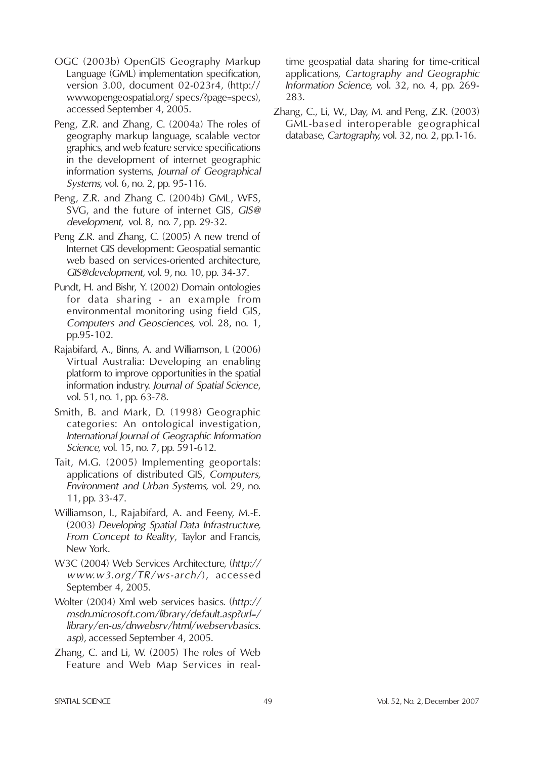OGC (2003b) OpenGIS Geography Markup Language (GML) implementation specification, version 3.00, document 02-023r4, (http://www.opengeospatial.org/ specs/?page=specs), accessed September 4, 2005.

Peng, Z.R. and Zhang, C. (2004a) The roles of geography markup language, scalable vector graphics, and web feature service specifications in the development of internet geographic information systems, *Journal of Geographical Systems,* vol. 6, no. 2, pp. 95-116.

Peng, Z.R. and Zhang C. (2004b) GML, WFS, SVG, and the future of internet GIS, *GIS@ development,* vol. 8, no. 7, pp. 29-32.

Peng Z.R. and Zhang, C. (2005) A new trend of Internet GIS development: Geospatial semantic web based on services-oriented architecture, *GIS@development,* vol. 9, no. 10, pp. 34-37.

Pundt, H. and Bishr, Y. (2002) Domain ontologies for data sharing - an example from environmental monitoring using field GIS, *Computers and Geosciences,* vol. 28, no. 1, pp.95-102.

Rajabifard, A., Binns, A. and Williamson, I. (2006) Virtual Australia: Developing an enabling platform to improve opportunities in the spatial information industry. *Journal of Spatial Science*, vol. 51, no. 1, pp. 63-78.

Smith, B. and Mark, D. (1998) Geographic categories: An ontological investigation, *International Journal of Geographic Information Science,* vol. 15, no. 7, pp. 591-612.

Tait, M.G. (2005) Implementing geoportals: applications of distributed GIS, *Computers, Environment and Urban Systems,* vol. 29, no. 11, pp. 33-47.

Williamson, I., Rajabifard, A. and Feeny, M.-E. (2003) *Developing Spatial Data Infrastructure, From Concept to Reality*, Taylor and Francis, New York.

W3C (2004) Web Services Architecture, (*http://www.w3.org/TR/ws-arch/*), accessed September 4, 2005.

Wolter (2004) Xml web services basics. (*http://msdn.microsoft.com/library/default.asp?url=/library/en-us/dnwebsrv/html/webservbasics.asp*), accessed September 4, 2005.

Zhang, C. and Li, W. (2005) The roles of Web Feature and Web Map Services in real-time geospatial data sharing for time-critical applications, *Cartography and Geographic Information Science,* vol. 32, no. 4, pp. 269-283.

Zhang, C., Li, W., Day, M. and Peng, Z.R. (2003) GML-based interoperable geographical database, *Cartography,* vol. 32, no. 2, pp.1-16.